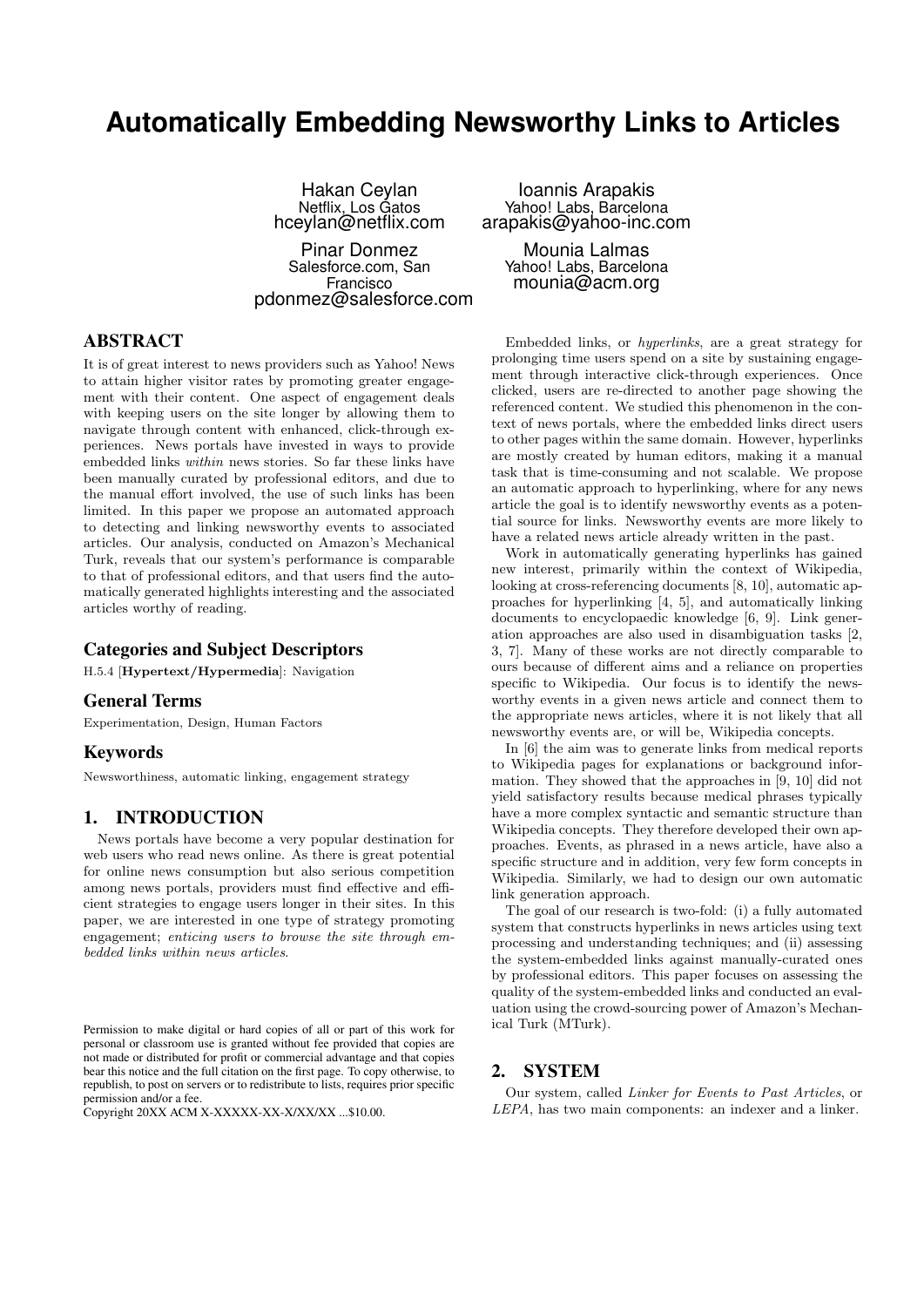# Automatically Embedding Newsworthy Links to Articles

Hakan Ceylan
Netflix, Los Gatos
hceylan@netflix.com

Ioannis Arapakis
Yahoo! Labs, Barcelona
arapakis@yahoo-inc.com

Pinar Donmez
Salesforce.com, San Francisco
pdonmez@salesforce.com

Mounia Lalmas
Yahoo! Labs, Barcelona
mounia@acm.org

## ABSTRACT

It is of great interest to news providers such as Yahoo! News to attain higher visitor rates by promoting greater engagement with their content. One aspect of engagement deals with keeping users on the site longer by allowing them to navigate through content with enhanced, click-through experiences. News portals have invested in ways to provide embedded links *within* news stories. So far these links have been manually curated by professional editors, and due to the manual effort involved, the use of such links has been limited. In this paper we propose an automated approach to detecting and linking newsworthy events to associated articles. Our analysis, conducted on Amazon's Mechanical Turk, reveals that our system's performance is comparable to that of professional editors, and that users find the automatically generated highlights interesting and the associated articles worthy of reading.

### Categories and Subject Descriptors

H.5.4 [**Hypertext/Hypermedia**]: Navigation

### General Terms

Experimentation, Design, Human Factors

### Keywords

Newsworthiness, automatic linking, engagement strategy

## 1. INTRODUCTION

News portals have become a very popular destination for web users who read news online. As there is great potential for online news consumption but also serious competition among news portals, providers must find effective and efficient strategies to engage users longer in their sites. In this paper, we are interested in one type of strategy promoting engagement; *enticing users to browse the site through embedded links within news articles*.

Permission to make digital or hard copies of all or part of this work for personal or classroom use is granted without fee provided that copies are not made or distributed for profit or commercial advantage and that copies bear this notice and the full citation on the first page. To copy otherwise, to republish, to post on servers or to redistribute to lists, requires prior specific permission and/or a fee.
Copyright 20XX ACM X-XXXXX-XX-X/XX/XX ...$10.00.

Embedded links, or *hyperlinks*, are a great strategy for prolonging time users spend on a site by sustaining engagement through interactive click-through experiences. Once clicked, users are re-directed to another page showing the referenced content. We studied this phenomenon in the context of news portals, where the embedded links direct users to other pages within the same domain. However, hyperlinks are mostly created by human editors, making it a manual task that is time-consuming and not scalable. We propose an automatic approach to hyperlinking, where for any news article the goal is to identify newsworthy events as a potential source for links. Newsworthy events are more likely to have a related news article already written in the past.

Work in automatically generating hyperlinks has gained new interest, primarily within the context of Wikipedia, looking at cross-referencing documents [8, 10], automatic approaches for hyperlinking [4, 5], and automatically linking documents to encyclopaedic knowledge [6, 9]. Link generation approaches are also used in disambiguation tasks [2, 3, 7]. Many of these works are not directly comparable to ours because of different aims and a reliance on properties specific to Wikipedia. Our focus is to identify the newsworthy events in a given news article and connect them to the appropriate news articles, where it is not likely that all newsworthy events are, or will be, Wikipedia concepts.

In [6] the aim was to generate links from medical reports to Wikipedia pages for explanations or background information. They showed that the approaches in [9, 10] did not yield satisfactory results because medical phrases typically have a more complex syntactic and semantic structure than Wikipedia concepts. They therefore developed their own approaches. Events, as phrased in a news article, have also a specific structure and in addition, very few form concepts in Wikipedia. Similarly, we had to design our own automatic link generation approach.

The goal of our research is two-fold: (i) a fully automated system that constructs hyperlinks in news articles using text processing and understanding techniques; and (ii) assessing the system-embedded links against manually-curated ones by professional editors. This paper focuses on assessing the quality of the system-embedded links and conducted an evaluation using the crowd-sourcing power of Amazon's Mechanical Turk (MTurk).

## 2. SYSTEM

Our system, called *Linker for Events to Past Articles*, or *LEPA*, has two main components: an indexer and a linker.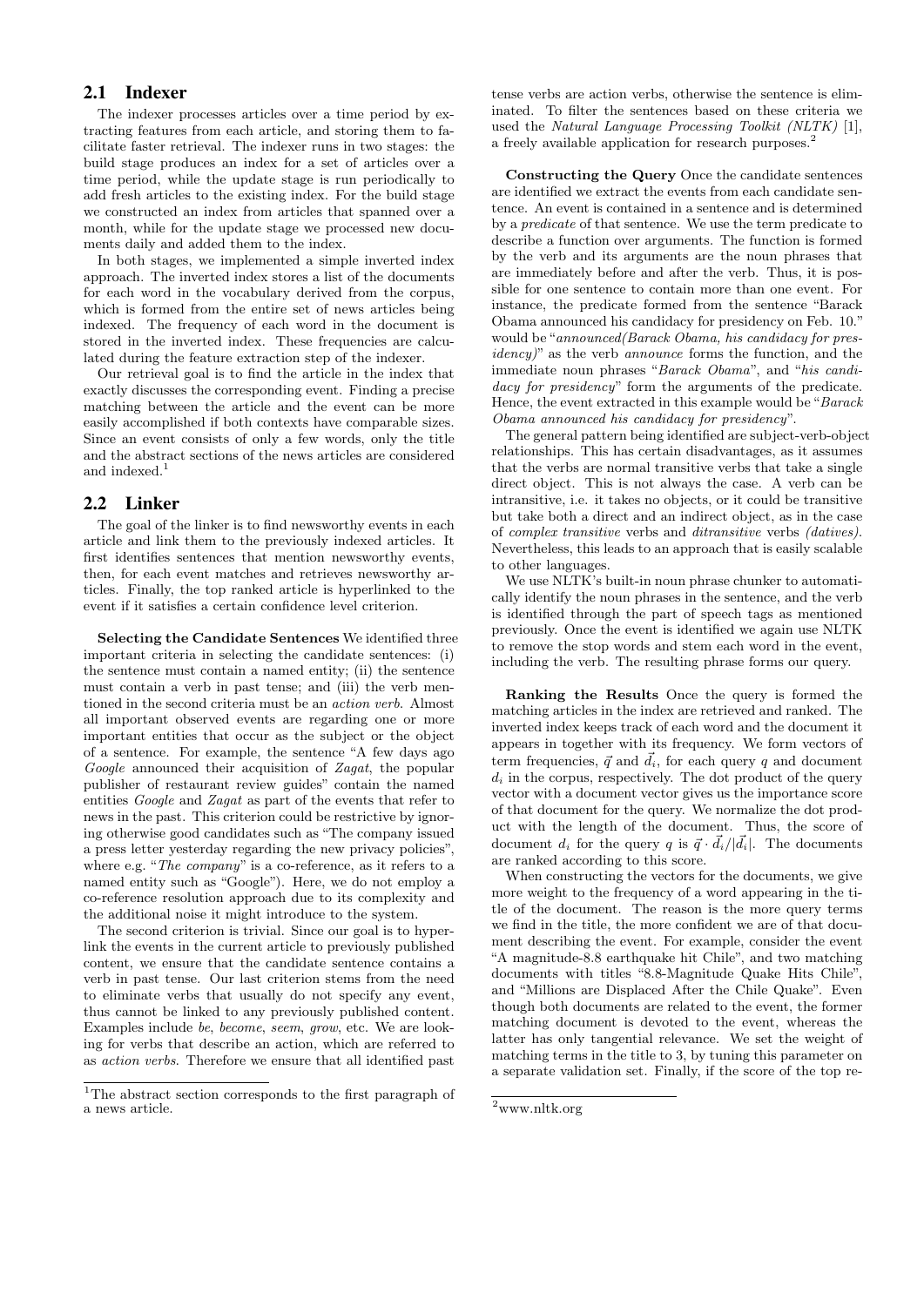## 2.1 Indexer

The indexer processes articles over a time period by extracting features from each article, and storing them to facilitate faster retrieval. The indexer runs in two stages: the build stage produces an index for a set of articles over a time period, while the update stage is run periodically to add fresh articles to the existing index. For the build stage we constructed an index from articles that spanned over a month, while for the update stage we processed new documents daily and added them to the index.

In both stages, we implemented a simple inverted index approach. The inverted index stores a list of the documents for each word in the vocabulary derived from the corpus, which is formed from the entire set of news articles being indexed. The frequency of each word in the document is stored in the inverted index. These frequencies are calculated during the feature extraction step of the indexer.

Our retrieval goal is to find the article in the index that exactly discusses the corresponding event. Finding a precise matching between the article and the event can be more easily accomplished if both contexts have comparable sizes. Since an event consists of only a few words, only the title and the abstract sections of the news articles are considered and indexed.[1]

## 2.2 Linker

The goal of the linker is to find newsworthy events in each article and link them to the previously indexed articles. It first identifies sentences that mention newsworthy events, then, for each event matches and retrieves newsworthy articles. Finally, the top ranked article is hyperlinked to the event if it satisfies a certain confidence level criterion.

**Selecting the Candidate Sentences** We identified three important criteria in selecting the candidate sentences: (i) the sentence must contain a named entity; (ii) the sentence must contain a verb in past tense; and (iii) the verb mentioned in the second criteria must be an *action verb*. Almost all important observed events are regarding one or more important entities that occur as the subject or the object of a sentence. For example, the sentence "A few days ago *Google* announced their acquisition of *Zagat*, the popular publisher of restaurant review guides" contain the named entities *Google* and *Zagat* as part of the events that refer to news in the past. This criterion could be restrictive by ignoring otherwise good candidates such as "The company issued a press letter yesterday regarding the new privacy policies", where e.g. "*The company*" is a co-reference, as it refers to a named entity such as "Google"). Here, we do not employ a co-reference resolution approach due to its complexity and the additional noise it might introduce to the system.

The second criterion is trivial. Since our goal is to hyperlink the events in the current article to previously published content, we ensure that the candidate sentence contains a verb in past tense. Our last criterion stems from the need to eliminate verbs that usually do not specify any event, thus cannot be linked to any previously published content. Examples include *be*, *become*, *seem*, *grow*, etc. We are looking for verbs that describe an action, which are referred to as *action verbs*. Therefore we ensure that all identified past tense verbs are action verbs, otherwise the sentence is eliminated. To filter the sentences based on these criteria we used the *Natural Language Processing Toolkit (NLTK)* [1], a freely available application for research purposes.[2]

**Constructing the Query** Once the candidate sentences are identified we extract the events from each candidate sentence. An event is contained in a sentence and is determined by a *predicate* of that sentence. We use the term predicate to describe a function over arguments. The function is formed by the verb and its arguments are the noun phrases that are immediately before and after the verb. Thus, it is possible for one sentence to contain more than one event. For instance, the predicate formed from the sentence "Barack Obama announced his candidacy for presidency on Feb. 10." would be "*announced(Barack Obama, his candidacy for presidency)*" as the verb *announce* forms the function, and the immediate noun phrases "*Barack Obama*", and "*his candidacy for presidency*" form the arguments of the predicate. Hence, the event extracted in this example would be "*Barack Obama announced his candidacy for presidency*".

The general pattern being identified are subject-verb-object relationships. This has certain disadvantages, as it assumes that the verbs are normal transitive verbs that take a single direct object. This is not always the case. A verb can be intransitive, i.e. it takes no objects, or it could be transitive but take both a direct and an indirect object, as in the case of *complex transitive* verbs and *ditransitive* verbs *(datives)*. Nevertheless, this leads to an approach that is easily scalable to other languages.

We use NLTK's built-in noun phrase chunker to automatically identify the noun phrases in the sentence, and the verb is identified through the part of speech tags as mentioned previously. Once the event is identified we again use NLTK to remove the stop words and stem each word in the event, including the verb. The resulting phrase forms our query.

**Ranking the Results** Once the query is formed the matching articles in the index are retrieved and ranked. The inverted index keeps track of each word and the document it appears in together with its frequency. We form vectors of term frequencies, $\vec{q}$ and $\vec{d_i}$, for each query $q$ and document $d_i$ in the corpus, respectively. The dot product of the query vector with a document vector gives us the importance score of that document for the query. We normalize the dot product with the length of the document. Thus, the score of document $d_i$ for the query $q$ is $\vec{q} \cdot \vec{d_i}/|\vec{d_i}|$. The documents are ranked according to this score.

When constructing the vectors for the documents, we give more weight to the frequency of a word appearing in the title of the document. The reason is the more query terms we find in the title, the more confident we are of that document describing the event. For example, consider the event "A magnitude-8.8 earthquake hit Chile", and two matching documents with titles "8.8-Magnitude Quake Hits Chile", and "Millions are Displaced After the Chile Quake". Even though both documents are related to the event, the former matching document is devoted to the event, whereas the latter has only tangential relevance. We set the weight of matching terms in the title to 3, by tuning this parameter on a separate validation set. Finally, if the score of the top re-

[1]The abstract section corresponds to the first paragraph of a news article.

[2]www.nltk.org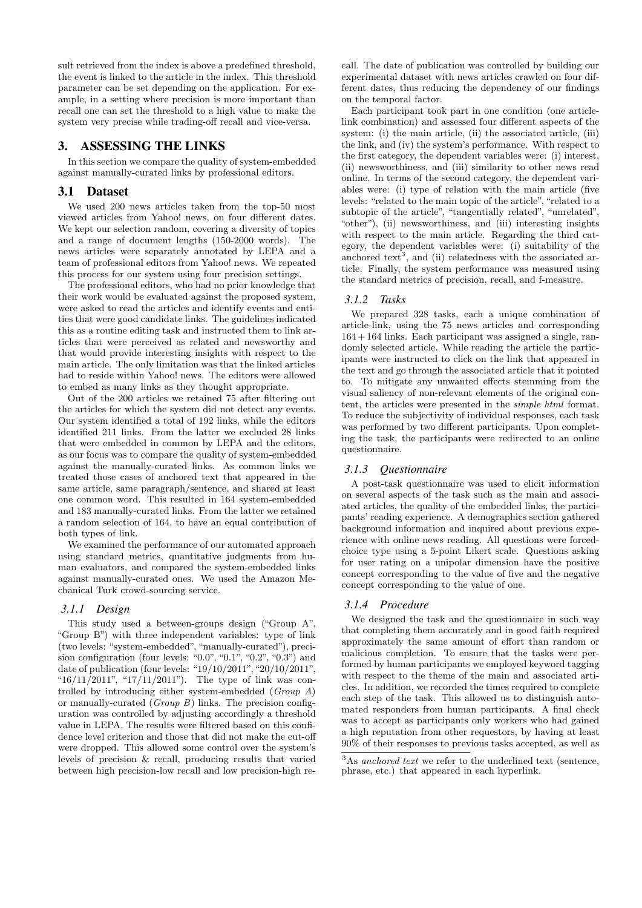sult retrieved from the index is above a predefined threshold, the event is linked to the article in the index. This threshold parameter can be set depending on the application. For example, in a setting where precision is more important than recall one can set the threshold to a high value to make the system very precise while trading-off recall and vice-versa.

## 3. ASSESSING THE LINKS

In this section we compare the quality of system-embedded against manually-curated links by professional editors.

### 3.1 Dataset

We used 200 news articles taken from the top-50 most viewed articles from Yahoo! news, on four different dates. We kept our selection random, covering a diversity of topics and a range of document lengths (150-2000 words). The news articles were separately annotated by LEPA and a team of professional editors from Yahoo! news. We repeated this process for our system using four precision settings.

The professional editors, who had no prior knowledge that their work would be evaluated against the proposed system, were asked to read the articles and identify events and entities that were good candidate links. The guidelines indicated this as a routine editing task and instructed them to link articles that were perceived as related and newsworthy and that would provide interesting insights with respect to the main article. The only limitation was that the linked articles had to reside within Yahoo! news. The editors were allowed to embed as many links as they thought appropriate.

Out of the 200 articles we retained 75 after filtering out the articles for which the system did not detect any events. Our system identified a total of 192 links, while the editors identified 211 links. From the latter we excluded 28 links that were embedded in common by LEPA and the editors, as our focus was to compare the quality of system-embedded against the manually-curated links. As common links we treated those cases of anchored text that appeared in the same article, same paragraph/sentence, and shared at least one common word. This resulted in 164 system-embedded and 183 manually-curated links. From the latter we retained a random selection of 164, to have an equal contribution of both types of link.

We examined the performance of our automated approach using standard metrics, quantitative judgments from human evaluators, and compared the system-embedded links against manually-curated ones. We used the Amazon Mechanical Turk crowd-sourcing service.

#### 3.1.1 Design

This study used a between-groups design ("Group A", "Group B") with three independent variables: type of link (two levels: "system-embedded", "manually-curated"), precision configuration (four levels: "0.0", "0.1", "0.2", "0.3") and date of publication (four levels: "19/10/2011", "20/10/2011", "16/11/2011", "17/11/2011"). The type of link was controlled by introducing either system-embedded (*Group A*) or manually-curated (*Group B*) links. The precision configuration was controlled by adjusting accordingly a threshold value in LEPA. The results were filtered based on this confidence level criterion and those that did not make the cut-off were dropped. This allowed some control over the system's levels of precision & recall, producing results that varied between high precision-low recall and low precision-high recall. The date of publication was controlled by building our experimental dataset with news articles crawled on four different dates, thus reducing the dependency of our findings on the temporal factor.

Each participant took part in one condition (one article-link combination) and assessed four different aspects of the system: (i) the main article, (ii) the associated article, (iii) the link, and (iv) the system's performance. With respect to the first category, the dependent variables were: (i) interest, (ii) newsworthiness, and (iii) similarity to other news read online. In terms of the second category, the dependent variables were: (i) type of relation with the main article (five levels: "related to the main topic of the article", "related to a subtopic of the article", "tangentially related", "unrelated", "other"), (ii) newsworthiness, and (iii) interesting insights with respect to the main article. Regarding the third category, the dependent variables were: (i) suitability of the anchored text[3], and (ii) relatedness with the associated article. Finally, the system performance was measured using the standard metrics of precision, recall, and f-measure.

#### 3.1.2 Tasks

We prepared 328 tasks, each a unique combination of article-link, using the 75 news articles and corresponding $164 + 164$ links. Each participant was assigned a single, randomly selected article. While reading the article the participants were instructed to click on the link that appeared in the text and go through the associated article that it pointed to. To mitigate any unwanted effects stemming from the visual saliency of non-relevant elements of the original content, the articles were presented in the *simple html* format. To reduce the subjectivity of individual responses, each task was performed by two different participants. Upon completing the task, the participants were redirected to an online questionnaire.

#### 3.1.3 Questionnaire

A post-task questionnaire was used to elicit information on several aspects of the task such as the main and associated articles, the quality of the embedded links, the participants' reading experience. A demographics section gathered background information and inquired about previous experience with online news reading. All questions were forced-choice type using a 5-point Likert scale. Questions asking for user rating on a unipolar dimension have the positive concept corresponding to the value of five and the negative concept corresponding to the value of one.

#### 3.1.4 Procedure

We designed the task and the questionnaire in such way that completing them accurately and in good faith required approximately the same amount of effort than random or malicious completion. To ensure that the tasks were performed by human participants we employed keyword tagging with respect to the theme of the main and associated articles. In addition, we recorded the times required to complete each step of the task. This allowed us to distinguish automated responders from human participants. A final check was to accept as participants only workers who had gained a high reputation from other requestors, by having at least 90% of their responses to previous tasks accepted, as well as

[3] As *anchored text* we refer to the underlined text (sentence, phrase, etc.) that appeared in each hyperlink.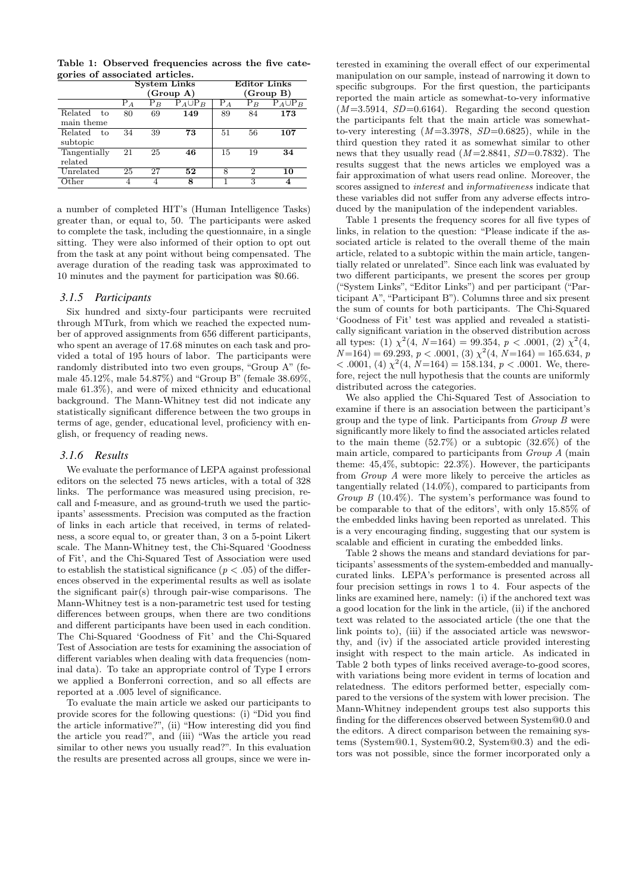**Table 1: Observed frequencies across the five categories of associated articles.**

| | System Links (Group A) | | | Editor Links (Group B) | | |
|---|---|---|---|---|---|---|
| | $P_A$ | $P_B$ | $P_A \cup P_B$ | $P_A$ | $P_B$ | $P_A \cup P_B$ |
| Related to main theme | 80 | 69 | **149** | 89 | 84 | **173** |
| Related to subtopic | 34 | 39 | **73** | 51 | 56 | **107** |
| Tangentially related | 21 | 25 | **46** | 15 | 19 | **34** |
| Unrelated | 25 | 27 | **52** | 8 | 2 | **10** |
| Other | 4 | 4 | **8** | 1 | 3 | **4** |

a number of completed HIT's (Human Intelligence Tasks) greater than, or equal to, 50. The participants were asked to complete the task, including the questionnaire, in a single sitting. They were also informed of their option to opt out from the task at any point without being compensated. The average duration of the reading task was approximated to 10 minutes and the payment for participation was $0.66.

### *3.1.5 Participants*

Six hundred and sixty-four participants were recruited through MTurk, from which we reached the expected number of approved assignments from 656 different participants, who spent an average of 17.68 minutes on each task and provided a total of 195 hours of labor. The participants were randomly distributed into two even groups, "Group A" (female 45.12%, male 54.87%) and "Group B" (female 38.69%, male 61.3%), and were of mixed ethnicity and educational background. The Mann-Whitney test did not indicate any statistically significant difference between the two groups in terms of age, gender, educational level, proficiency with english, or frequency of reading news.

### *3.1.6 Results*

We evaluate the performance of LEPA against professional editors on the selected 75 news articles, with a total of 328 links. The performance was measured using precision, recall and f-measure, and as ground-truth we used the participants' assessments. Precision was computed as the fraction of links in each article that received, in terms of relatedness, a score equal to, or greater than, 3 on a 5-point Likert scale. The Mann-Whitney test, the Chi-Squared 'Goodness of Fit', and the Chi-Squared Test of Association were used to establish the statistical significance ($p < .05$) of the differences observed in the experimental results as well as isolate the significant pair(s) through pair-wise comparisons. The Mann-Whitney test is a non-parametric test used for testing differences between groups, when there are two conditions and different participants have been used in each condition. The Chi-Squared 'Goodness of Fit' and the Chi-Squared Test of Association are tests for examining the association of different variables when dealing with data frequencies (nominal data). To take an appropriate control of Type I errors we applied a Bonferroni correction, and so all effects are reported at a .005 level of significance.

To evaluate the main article we asked our participants to provide scores for the following questions: (i) "Did you find the article informative?", (ii) "How interesting did you find the article you read?", and (iii) "Was the article you read similar to other news you usually read?". In this evaluation the results are presented across all groups, since we were interested in examining the overall effect of our experimental manipulation on our sample, instead of narrowing it down to specific subgroups. For the first question, the participants reported the main article as somewhat-to-very informative ($M$=3.5914, $SD$=0.6164). Regarding the second question the participants felt that the main article was somewhat-to-very interesting ($M$=3.3978, $SD$=0.6825), while in the third question they rated it as somewhat similar to other news that they usually read ($M$=2.8841, $SD$=0.7832). The results suggest that the news articles we employed was a fair approximation of what users read online. Moreover, the scores assigned to *interest* and *informativeness* indicate that these variables did not suffer from any adverse effects introduced by the manipulation of the independent variables.

Table 1 presents the frequency scores for all five types of links, in relation to the question: "Please indicate if the associated article is related to the overall theme of the main article, related to a subtopic within the main article, tangentially related or unrelated". Since each link was evaluated by two different participants, we present the scores per group ("System Links", "Editor Links") and per participant ("Participant A", "Participant B"). Columns three and six present the sum of counts for both participants. The Chi-Squared 'Goodness of Fit' test was applied and revealed a statistically significant variation in the observed distribution across all types: (1) $\chi^2(4, N{=}164) = 99.354$, $p < .0001$, (2) $\chi^2(4, N{=}164) = 69.293$, $p < .0001$, (3) $\chi^2(4, N{=}164) = 165.634$, $p < .0001$, (4) $\chi^2(4, N{=}164) = 158.134$, $p < .0001$. We, therefore, reject the null hypothesis that the counts are uniformly distributed across the categories.

We also applied the Chi-Squared Test of Association to examine if there is an association between the participant's group and the type of link. Participants from *Group B* were significantly more likely to find the associated articles related to the main theme (52.7%) or a subtopic (32.6%) of the main article, compared to participants from *Group A* (main theme: 45,4%, subtopic: 22.3%). However, the participants from *Group A* were more likely to perceive the articles as tangentially related (14.0%), compared to participants from *Group B* (10.4%). The system's performance was found to be comparable to that of the editors', with only 15.85% of the embedded links having been reported as unrelated. This is a very encouraging finding, suggesting that our system is scalable and efficient in curating the embedded links.

Table 2 shows the means and standard deviations for participants' assessments of the system-embedded and manually-curated links. LEPA's performance is presented across all four precision settings in rows 1 to 4. Four aspects of the links are examined here, namely: (i) if the anchored text was a good location for the link in the article, (ii) if the anchored text was related to the associated article (the one that the link points to), (iii) if the associated article was newsworthy, and (iv) if the associated article provided interesting insight with respect to the main article. As indicated in Table 2 both types of links received average-to-good scores, with variations being more evident in terms of location and relatedness. The editors performed better, especially compared to the versions of the system with lower precision. The Mann-Whitney independent groups test also supports this finding for the differences observed between System@0.0 and the editors. A direct comparison between the remaining systems (System@0.1, System@0.2, System@0.3) and the editors was not possible, since the former incorporated only a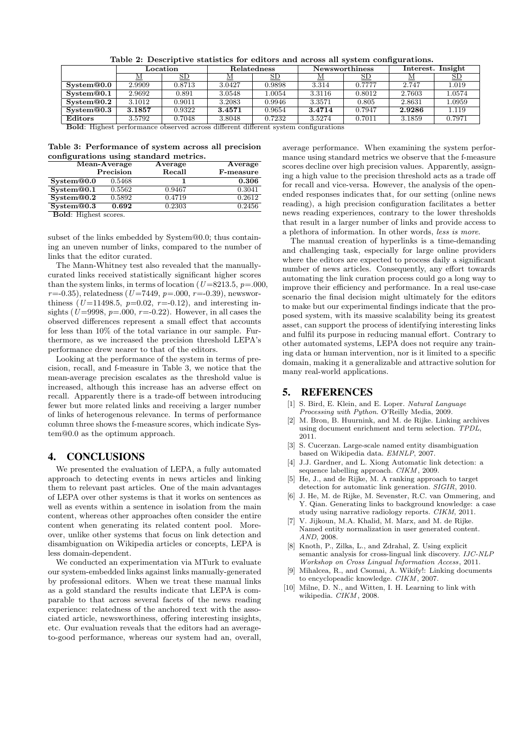**Table 2: Descriptive statistics for editors and across all system configurations.**

| | Location | | Relatedness | | Newsworthiness | | Interest. Insight | |
|---|---|---|---|---|---|---|---|---|
| | M | SD | M | SD | M | SD | M | SD |
| **System@0.0** | 2.9909 | 0.8713 | 3.0427 | 0.9898 | 3.314 | 0.7777 | 2.747 | 1.019 |
| **System@0.1** | 2.9692 | 0.891 | 3.0548 | 1.0054 | 3.3116 | 0.8012 | 2.7603 | 1.0574 |
| **System@0.2** | 3.1012 | 0.9011 | 3.2083 | 0.9946 | 3.3571 | 0.805 | 2.8631 | 1.0959 |
| **System@0.3** | **3.1857** | 0.9322 | **3.4571** | 0.9654 | **3.4714** | 0.7947 | **2.9286** | 1.119 |
| **Editors** | 3.5792 | 0.7048 | 3.8048 | 0.7232 | 3.5274 | 0.7011 | 3.1859 | 0.7971 |

**Bold**: Highest performance observed across different different system configurations

**Table 3: Performance of system across all precision configurations using standard metrics.**

| | Mean-Average Precision | Average Recall | Average F-measure |
|---|---|---|---|
| **System@0.0** | 0.5468 | **1** | **0.306** |
| **System@0.1** | 0.5562 | 0.9467 | 0.3041 |
| **System@0.2** | 0.5892 | 0.4719 | 0.2612 |
| **System@0.3** | **0.692** | 0.2303 | 0.2456 |

**Bold**: Highest scores.

subset of the links embedded by System@0.0; thus containing an uneven number of links, compared to the number of links that the editor curated.

The Mann-Whitney test also revealed that the manually-curated links received statistically significant higher scores than the system links, in terms of location ($U$=8213.5, $p$=.000, $r$=-0.35), relatedness ($U$=7449, $p$=.000, $r$=-0.39), newsworthiness ($U$=11498.5, $p$=0.02, $r$=-0.12), and interesting insights ($U$=9998, $p$=.000, $r$=-0.22). However, in all cases the observed differences represent a small effect that accounts for less than 10% of the total variance in our sample. Furthermore, as we increased the precision threshold LEPA's performance drew nearer to that of the editors.

Looking at the performance of the system in terms of precision, recall, and f-measure in Table 3, we notice that the mean-average precision escalates as the threshold value is increased, although this increase has an adverse effect on recall. Apparently there is a trade-off between introducing fewer but more related links and receiving a larger number of links of heterogenous relevance. In terms of performance column three shows the f-measure scores, which indicate System@0.0 as the optimum approach.

## 4. CONCLUSIONS

We presented the evaluation of LEPA, a fully automated approach to detecting events in news articles and linking them to relevant past articles. One of the main advantages of LEPA over other systems is that it works on sentences as well as events within a sentence in isolation from the main content, whereas other approaches often consider the entire content when generating its related content pool. Moreover, unlike other systems that focus on link detection and disambiguation on Wikipedia articles or concepts, LEPA is less domain-dependent.

We conducted an experimentation via MTurk to evaluate our system-embedded links against links manually-generated by professional editors. When we treat these manual links as a gold standard the results indicate that LEPA is comparable to that across several facets of the news reading experience: relatedness of the anchored text with the associated article, newsworthiness, offering interesting insights, etc. Our evaluation reveals that the editors had an average-to-good performance, whereas our system had an, overall, average performance. When examining the system performance using standard metrics we observe that the f-measure scores decline over high precision values. Apparently, assigning a high value to the precision threshold acts as a trade off for recall and vice-versa. However, the analysis of the open-ended responses indicates that, for our setting (online news reading), a high precision configuration facilitates a better news reading experiences, contrary to the lower thresholds that result in a larger number of links and provide access to a plethora of information. In other words, *less is more*.

The manual creation of hyperlinks is a time-demanding and challenging task, especially for large online providers where the editors are expected to process daily a significant number of news articles. Consequently, any effort towards automating the link curation process could go a long way to improve their efficiency and performance. In a real use-case scenario the final decision might ultimately for the editors to make but our experimental findings indicate that the proposed system, with its massive scalability being its greatest asset, can support the process of identifying interesting links and fulfil its purpose in reducing manual effort. Contrary to other automated systems, LEPA does not require any training data or human intervention, nor is it limited to a specific domain, making it a generalizable and attractive solution for many real-world applications.

## 5. REFERENCES

[1] S. Bird, E. Klein, and E. Loper. *Natural Language Processing with Python*. O'Reilly Media, 2009.

[2] M. Bron, B. Huurnink, and M. de Rijke. Linking archives using document enrichment and term selection. *TPDL*, 2011.

[3] S. Cucerzan. Large-scale named entity disambiguation based on Wikipedia data. *EMNLP*, 2007.

[4] J.J. Gardner, and L. Xiong Automatic link detection: a sequence labelling approach. *CIKM*, 2009.

[5] He, J., and de Rijke, M. A ranking approach to target detection for automatic link generation. *SIGIR*, 2010.

[6] J. He, M. de Rijke, M. Sevenster, R.C. van Ommering, and Y. Qian. Generating links to background knowledge: a case study using narrative radiology reports. *CIKM*, 2011.

[7] V. Jijkoun, M.A. Khalid, M. Marx, and M. de Rijke. Named entity normalization in user generated content. *AND*, 2008.

[8] Knoth, P., Zilka, L., and Zdrahal, Z. Using explicit semantic analysis for cross-lingual link discovery. *IJC-NLP Workshop on Cross Lingual Information Access*, 2011.

[9] Mihalcea, R., and Csomai, A. Wikify!: Linking documents to encyclopeadic knowledge. *CIKM*, 2007.

[10] Milne, D. N., and Witten, I. H. Learning to link with wikipedia. *CIKM*, 2008.